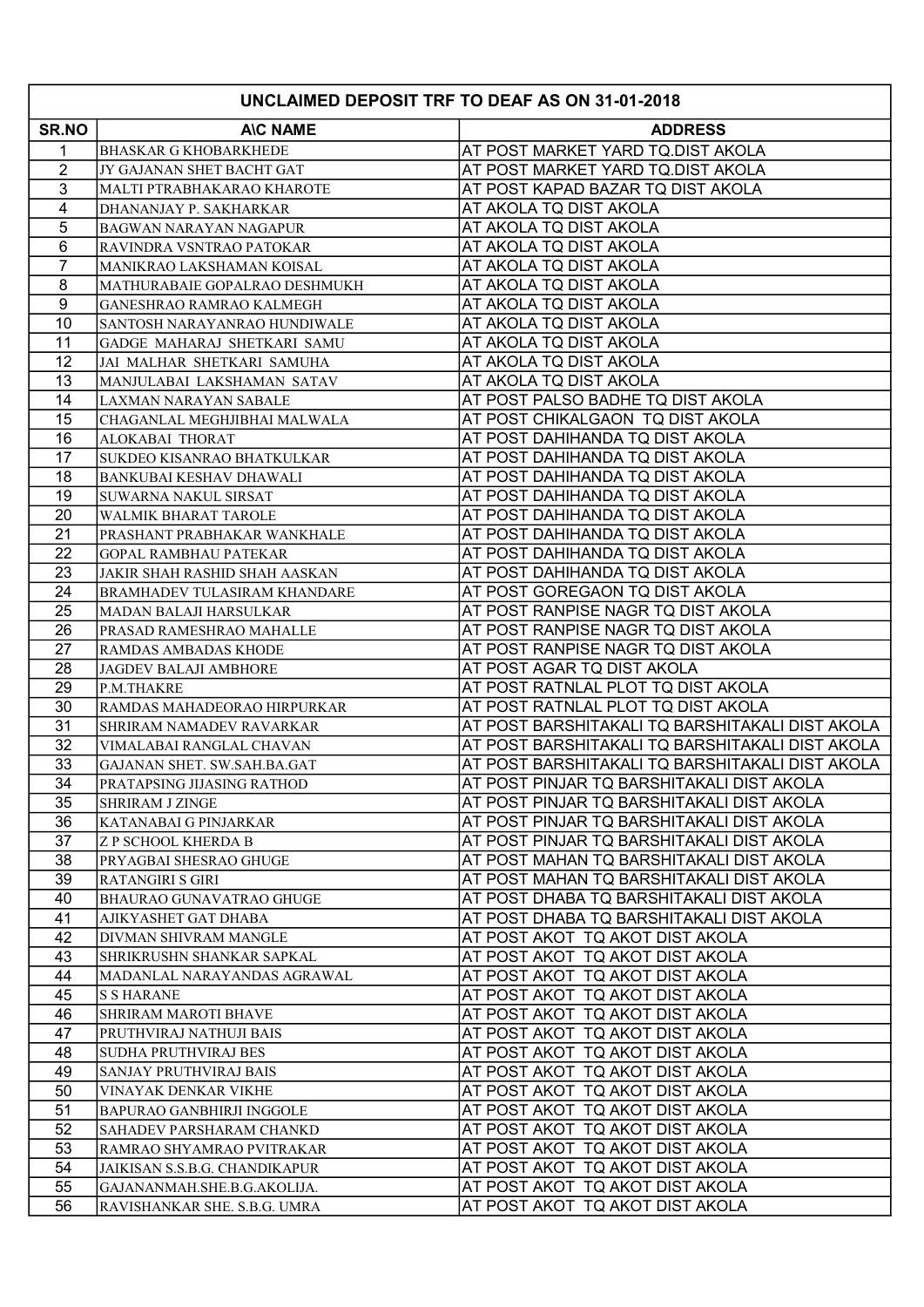| UNCLAIMED DEPOSIT TRF TO DEAF AS ON 31-01-2018 | | |
|---|---|---|
| SR.NO | A\C NAME | ADDRESS |
| 1 | BHASKAR G KHOBARKHEDE | AT POST MARKET YARD TQ.DIST AKOLA |
| 2 | JY GAJANAN SHET BACHT GAT | AT POST MARKET YARD TQ.DIST AKOLA |
| 3 | MALTI PTRABHAKARAO KHAROTE | AT POST KAPAD BAZAR TQ DIST AKOLA |
| 4 | DHANANJAY P. SAKHARKAR | AT AKOLA TQ DIST AKOLA |
| 5 | BAGWAN NARAYAN NAGAPUR | AT AKOLA TQ DIST AKOLA |
| 6 | RAVINDRA VSNTRAO PATOKAR | AT AKOLA TQ DIST AKOLA |
| 7 | MANIKRAO LAKSHAMAN KOISAL | AT AKOLA TQ DIST AKOLA |
| 8 | MATHURABAIE GOPALRAO DESHMUKH | AT AKOLA TQ DIST AKOLA |
| 9 | GANESHRAO RAMRAO KALMEGH | AT AKOLA TQ DIST AKOLA |
| 10 | SANTOSH NARAYANRAO HUNDIWALE | AT AKOLA TQ DIST AKOLA |
| 11 | GADGE MAHARAJ SHETKARI SAMU | AT AKOLA TQ DIST AKOLA |
| 12 | JAI MALHAR SHETKARI SAMUHA | AT AKOLA TQ DIST AKOLA |
| 13 | MANJULABAI LAKSHAMAN SATAV | AT AKOLA TQ DIST AKOLA |
| 14 | LAXMAN NARAYAN SABALE | AT POST PALSO BADHE TQ DIST AKOLA |
| 15 | CHAGANLAL MEGHJIBHAI MALWALA | AT POST CHIKALGAON TQ DIST AKOLA |
| 16 | ALOKABAI THORAT | AT POST DAHIHANDA TQ DIST AKOLA |
| 17 | SUKDEO KISANRAO BHATKULKAR | AT POST DAHIHANDA TQ DIST AKOLA |
| 18 | BANKUBAI KESHAV DHAWALI | AT POST DAHIHANDA TQ DIST AKOLA |
| 19 | SUWARNA NAKUL SIRSAT | AT POST DAHIHANDA TQ DIST AKOLA |
| 20 | WALMIK BHARAT TAROLE | AT POST DAHIHANDA TQ DIST AKOLA |
| 21 | PRASHANT PRABHAKAR WANKHALE | AT POST DAHIHANDA TQ DIST AKOLA |
| 22 | GOPAL RAMBHAU PATEKAR | AT POST DAHIHANDA TQ DIST AKOLA |
| 23 | JAKIR SHAH RASHID SHAH AASKAN | AT POST DAHIHANDA TQ DIST AKOLA |
| 24 | BRAMHADEV TULASIRAM KHANDARE | AT POST GOREGAON TQ DIST AKOLA |
| 25 | MADAN BALAJI HARSULKAR | AT POST RANPISE NAGR TQ DIST AKOLA |
| 26 | PRASAD RAMESHRAO MAHALLE | AT POST RANPISE NAGR TQ DIST AKOLA |
| 27 | RAMDAS AMBADAS KHODE | AT POST RANPISE NAGR TQ DIST AKOLA |
| 28 | JAGDEV BALAJI AMBHORE | AT POST AGAR TQ DIST AKOLA |
| 29 | P.M.THAKRE | AT POST RATNLAL PLOT TQ DIST AKOLA |
| 30 | RAMDAS MAHADEORAO HIRPURKAR | AT POST RATNLAL PLOT TQ DIST AKOLA |
| 31 | SHRIRAM NAMADEV RAVARKAR | AT POST BARSHITAKALI TQ BARSHITAKALI DIST AKOLA |
| 32 | VIMALABAI RANGLAL CHAVAN | AT POST BARSHITAKALI TQ BARSHITAKALI DIST AKOLA |
| 33 | GAJANAN SHET. SW.SAH.BA.GAT | AT POST BARSHITAKALI TQ BARSHITAKALI DIST AKOLA |
| 34 | PRATAPSING JIJASING RATHOD | AT POST PINJAR TQ BARSHITAKALI DIST AKOLA |
| 35 | SHRIRAM J ZINGE | AT POST PINJAR TQ BARSHITAKALI DIST AKOLA |
| 36 | KATANABAI G PINJARKAR | AT POST PINJAR TQ BARSHITAKALI DIST AKOLA |
| 37 | Z P SCHOOL KHERDA B | AT POST PINJAR TQ BARSHITAKALI DIST AKOLA |
| 38 | PRYAGBAI SHESRAO GHUGE | AT POST MAHAN TQ BARSHITAKALI DIST AKOLA |
| 39 | RATANGIRI S GIRI | AT POST MAHAN TQ BARSHITAKALI DIST AKOLA |
| 40 | BHAURAO GUNAVATRAO GHUGE | AT POST DHABA TQ BARSHITAKALI DIST AKOLA |
| 41 | AJIKYASHET GAT DHABA | AT POST DHABA TQ BARSHITAKALI DIST AKOLA |
| 42 | DIVMAN SHIVRAM MANGLE | AT POST AKOT TQ AKOT DIST AKOLA |
| 43 | SHRIKRUSHN SHANKAR SAPKAL | AT POST AKOT TQ AKOT DIST AKOLA |
| 44 | MADANLAL NARAYANDAS AGRAWAL | AT POST AKOT TQ AKOT DIST AKOLA |
| 45 | S S HARANE | AT POST AKOT TQ AKOT DIST AKOLA |
| 46 | SHRIRAM MAROTI BHAVE | AT POST AKOT TQ AKOT DIST AKOLA |
| 47 | PRUTHVIRAJ NATHUJI BAIS | AT POST AKOT TQ AKOT DIST AKOLA |
| 48 | SUDHA PRUTHVIRAJ BES | AT POST AKOT TQ AKOT DIST AKOLA |
| 49 | SANJAY PRUTHVIRAJ BAIS | AT POST AKOT TQ AKOT DIST AKOLA |
| 50 | VINAYAK DENKAR VIKHE | AT POST AKOT TQ AKOT DIST AKOLA |
| 51 | BAPURAO GANBHIRJI INGGOLE | AT POST AKOT TQ AKOT DIST AKOLA |
| 52 | SAHADEV PARSHARAM CHANKD | AT POST AKOT TQ AKOT DIST AKOLA |
| 53 | RAMRAO SHYAMRAO PVITRAKAR | AT POST AKOT TQ AKOT DIST AKOLA |
| 54 | JAIKISAN S.S.B.G. CHANDIKAPUR | AT POST AKOT TQ AKOT DIST AKOLA |
| 55 | GAJANANMAH.SHE.B.G.AKOLIJA. | AT POST AKOT TQ AKOT DIST AKOLA |
| 56 | RAVISHANKAR SHE. S.B.G. UMRA | AT POST AKOT TQ AKOT DIST AKOLA |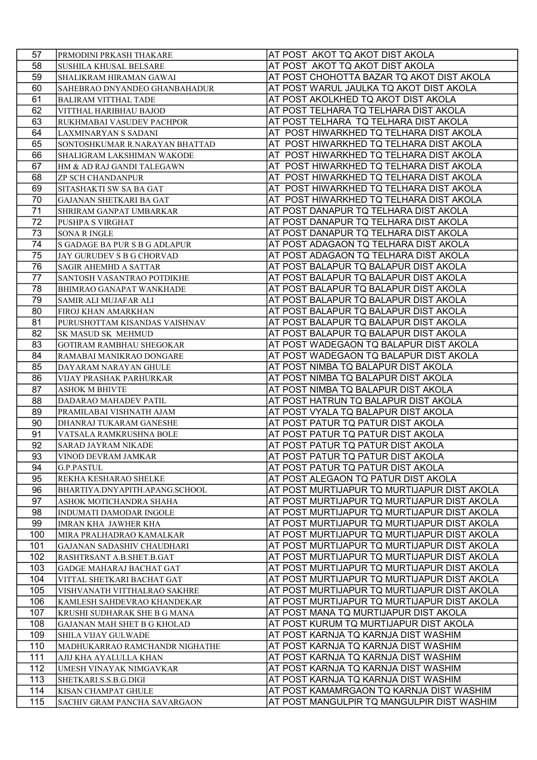| | | |
|---|---|---|
| 57 | PRMODINI PRKASH THAKARE | AT POST AKOT TQ AKOT DIST AKOLA |
| 58 | SUSHILA KHUSAL BELSARE | AT POST AKOT TQ AKOT DIST AKOLA |
| 59 | SHALIKRAM HIRAMAN GAWAI | AT POST CHOHOTTA BAZAR TQ AKOT DIST AKOLA |
| 60 | SAHEBRAO DNYANDEO GHANBAHADUR | AT POST WARUL JAULKA TQ AKOT DIST AKOLA |
| 61 | BALIRAM VITTHAL TADE | AT POST AKOLKHED TQ AKOT DIST AKOLA |
| 62 | VITTHAL HARIBHAU BAJOD | AT POST TELHARA TQ TELHARA DIST AKOLA |
| 63 | RUKHMABAI VASUDEV PACHPOR | AT POST TELHARA TQ TELHARA DIST AKOLA |
| 64 | LAXMINARYAN S SADANI | AT POST HIWARKHED TQ TELHARA DIST AKOLA |
| 65 | SONTOSHKUMAR R.NARAYAN BHATTAD | AT POST HIWARKHED TQ TELHARA DIST AKOLA |
| 66 | SHALIGRAM LAKSHIMAN WAKODE | AT POST HIWARKHED TQ TELHARA DIST AKOLA |
| 67 | HM & AD RAJ GANDI TALEGAWN | AT POST HIWARKHED TQ TELHARA DIST AKOLA |
| 68 | ZP SCH CHANDANPUR | AT POST HIWARKHED TQ TELHARA DIST AKOLA |
| 69 | SITASHAKTI SW SA BA GAT | AT POST HIWARKHED TQ TELHARA DIST AKOLA |
| 70 | GAJANAN SHETKARI BA GAT | AT POST HIWARKHED TQ TELHARA DIST AKOLA |
| 71 | SHRIRAM GANPAT UMBARKAR | AT POST DANAPUR TQ TELHARA DIST AKOLA |
| 72 | PUSHPA S VIRGHAT | AT POST DANAPUR TQ TELHARA DIST AKOLA |
| 73 | SONA R INGLE | AT POST DANAPUR TQ TELHARA DIST AKOLA |
| 74 | S GADAGE BA PUR S B G ADLAPUR | AT POST ADAGAON TQ TELHARA DIST AKOLA |
| 75 | JAY GURUDEV S B G CHORVAD | AT POST ADAGAON TQ TELHARA DIST AKOLA |
| 76 | SAGIR AHEMHD A SATTAR | AT POST BALAPUR TQ BALAPUR DIST AKOLA |
| 77 | SANTOSH VASANTRAO POTDIKHE | AT POST BALAPUR TQ BALAPUR DIST AKOLA |
| 78 | BHIMRAO GANAPAT WANKHADE | AT POST BALAPUR TQ BALAPUR DIST AKOLA |
| 79 | SAMIR ALI MUJAFAR ALI | AT POST BALAPUR TQ BALAPUR DIST AKOLA |
| 80 | FIROJ KHAN AMARKHAN | AT POST BALAPUR TQ BALAPUR DIST AKOLA |
| 81 | PURUSHOTTAM KISANDAS VAISHNAV | AT POST BALAPUR TQ BALAPUR DIST AKOLA |
| 82 | SK MASUD SK MEHMUD | AT POST BALAPUR TQ BALAPUR DIST AKOLA |
| 83 | GOTIRAM RAMBHAU SHEGOKAR | AT POST WADEGAON TQ BALAPUR DIST AKOLA |
| 84 | RAMABAI MANIKRAO DONGARE | AT POST WADEGAON TQ BALAPUR DIST AKOLA |
| 85 | DAYARAM NARAYAN GHULE | AT POST NIMBA TQ BALAPUR DIST AKOLA |
| 86 | VIJAY PRASHAK PARHURKAR | AT POST NIMBA TQ BALAPUR DIST AKOLA |
| 87 | ASHOK M BHIVTE | AT POST NIMBA TQ BALAPUR DIST AKOLA |
| 88 | DADARAO MAHADEV PATIL | AT POST HATRUN TQ BALAPUR DIST AKOLA |
| 89 | PRAMILABAI VISHNATH AJAM | AT POST VYALA TQ BALAPUR DIST AKOLA |
| 90 | DHANRAJ TUKARAM GANESHE | AT POST PATUR TQ PATUR DIST AKOLA |
| 91 | VATSALA RAMKRUSHNA BOLE | AT POST PATUR TQ PATUR DIST AKOLA |
| 92 | SARAD JAYRAM NIKADE | AT POST PATUR TQ PATUR DIST AKOLA |
| 93 | VINOD DEVRAM JAMKAR | AT POST PATUR TQ PATUR DIST AKOLA |
| 94 | G.P.PASTUL | AT POST PATUR TQ PATUR DIST AKOLA |
| 95 | REKHA KESHARAO SHELKE | AT POST ALEGAON TQ PATUR DIST AKOLA |
| 96 | BHARTIYA.DNYAPITH.APANG.SCHOOL | AT POST MURTIJAPUR TQ MURTIJAPUR DIST AKOLA |
| 97 | ASHOK MOTICHANDRA SHAHA | AT POST MURTIJAPUR TQ MURTIJAPUR DIST AKOLA |
| 98 | INDUMATI DAMODAR INGOLE | AT POST MURTIJAPUR TQ MURTIJAPUR DIST AKOLA |
| 99 | IMRAN KHA JAWHER KHA | AT POST MURTIJAPUR TQ MURTIJAPUR DIST AKOLA |
| 100 | MIRA PRALHADRAO KAMALKAR | AT POST MURTIJAPUR TQ MURTIJAPUR DIST AKOLA |
| 101 | GAJANAN SADASHIV CHAUDHARI | AT POST MURTIJAPUR TQ MURTIJAPUR DIST AKOLA |
| 102 | RASHTRSANT A.B.SHET.B.GAT | AT POST MURTIJAPUR TQ MURTIJAPUR DIST AKOLA |
| 103 | GADGE MAHARAJ BACHAT GAT | AT POST MURTIJAPUR TQ MURTIJAPUR DIST AKOLA |
| 104 | VITTAL SHETKARI BACHAT GAT | AT POST MURTIJAPUR TQ MURTIJAPUR DIST AKOLA |
| 105 | VISHVANATH VITTHALRAO SAKHRE | AT POST MURTIJAPUR TQ MURTIJAPUR DIST AKOLA |
| 106 | KAMLESH SAHDEVRAO KHANDEKAR | AT POST MURTIJAPUR TQ MURTIJAPUR DIST AKOLA |
| 107 | KRUSHI SUDHARAK SHE B G MANA | AT POST MANA TQ MURTIJAPUR DIST AKOLA |
| 108 | GAJANAN MAH SHET B G KHOLAD | AT POST KURUM TQ MURTIJAPUR DIST AKOLA |
| 109 | SHILA VIJAY GULWADE | AT POST KARNJA TQ KARNJA DIST WASHIM |
| 110 | MADHUKARRAO RAMCHANDR NIGHATHE | AT POST KARNJA TQ KARNJA DIST WASHIM |
| 111 | AJIJ KHA AYALULLA KHAN | AT POST KARNJA TQ KARNJA DIST WASHIM |
| 112 | UMESH VINAYAK NIMGAVKAR | AT POST KARNJA TQ KARNJA DIST WASHIM |
| 113 | SHETKARI.S.S.B.G.DIGI | AT POST KARNJA TQ KARNJA DIST WASHIM |
| 114 | KISAN CHAMPAT GHULE | AT POST KAMAMRGAON TQ KARNJA DIST WASHIM |
| 115 | SACHIV GRAM PANCHA SAVARGAON | AT POST MANGULPIR TQ MANGULPIR DIST WASHIM |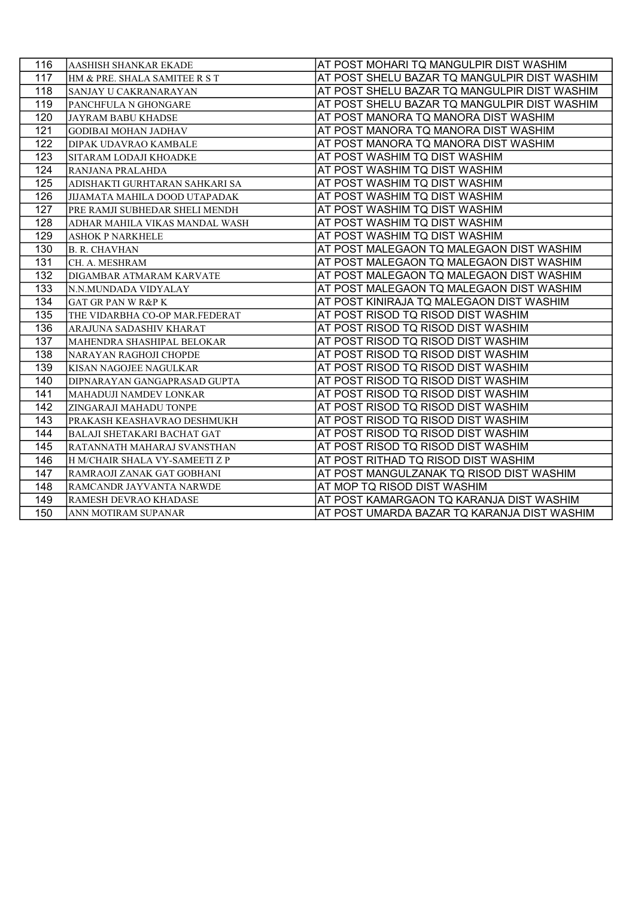| | | |
|---|---|---|
| 116 | AASHISH SHANKAR EKADE | AT POST MOHARI TQ MANGULPIR DIST WASHIM |
| 117 | HM & PRE. SHALA SAMITEE R S T | AT POST SHELU BAZAR TQ MANGULPIR DIST WASHIM |
| 118 | SANJAY U CAKRANARAYAN | AT POST SHELU BAZAR TQ MANGULPIR DIST WASHIM |
| 119 | PANCHFULA N GHONGARE | AT POST SHELU BAZAR TQ MANGULPIR DIST WASHIM |
| 120 | JAYRAM BABU KHADSE | AT POST MANORA TQ MANORA DIST WASHIM |
| 121 | GODIBAI MOHAN JADHAV | AT POST MANORA TQ MANORA DIST WASHIM |
| 122 | DIPAK UDAVRAO KAMBALE | AT POST MANORA TQ MANORA DIST WASHIM |
| 123 | SITARAM LODAJI KHOADKE | AT POST WASHIM TQ DIST WASHIM |
| 124 | RANJANA PRALAHDA | AT POST WASHIM TQ DIST WASHIM |
| 125 | ADISHAKTI GURHTARAN SAHKARI SA | AT POST WASHIM TQ DIST WASHIM |
| 126 | JIJAMATA MAHILA DOOD UTAPADAK | AT POST WASHIM TQ DIST WASHIM |
| 127 | PRE RAMJI SUBHEDAR SHELI MENDH | AT POST WASHIM TQ DIST WASHIM |
| 128 | ADHAR MAHILA VIKAS MANDAL WASH | AT POST WASHIM TQ DIST WASHIM |
| 129 | ASHOK P NARKHELE | AT POST WASHIM TQ DIST WASHIM |
| 130 | B. R. CHAVHAN | AT POST MALEGAON TQ MALEGAON DIST WASHIM |
| 131 | CH. A. MESHRAM | AT POST MALEGAON TQ MALEGAON DIST WASHIM |
| 132 | DIGAMBAR ATMARAM KARVATE | AT POST MALEGAON TQ MALEGAON DIST WASHIM |
| 133 | N.N.MUNDADA VIDYALAY | AT POST MALEGAON TQ MALEGAON DIST WASHIM |
| 134 | GAT GR PAN W R&P K | AT POST KINIRAJA TQ MALEGAON DIST WASHIM |
| 135 | THE VIDARBHA CO-OP MAR.FEDERAT | AT POST RISOD TQ RISOD DIST WASHIM |
| 136 | ARAJUNA SADASHIV KHARAT | AT POST RISOD TQ RISOD DIST WASHIM |
| 137 | MAHENDRA SHASHIPAL BELOKAR | AT POST RISOD TQ RISOD DIST WASHIM |
| 138 | NARAYAN RAGHOJI CHOPDE | AT POST RISOD TQ RISOD DIST WASHIM |
| 139 | KISAN NAGOJEE NAGULKAR | AT POST RISOD TQ RISOD DIST WASHIM |
| 140 | DIPNARAYAN GANGAPRASAD GUPTA | AT POST RISOD TQ RISOD DIST WASHIM |
| 141 | MAHADUJI NAMDEV LONKAR | AT POST RISOD TQ RISOD DIST WASHIM |
| 142 | ZINGARAJI MAHADU TONPE | AT POST RISOD TQ RISOD DIST WASHIM |
| 143 | PRAKASH KEASHAVRAO DESHMUKH | AT POST RISOD TQ RISOD DIST WASHIM |
| 144 | BALAJI SHETAKARI BACHAT GAT | AT POST RISOD TQ RISOD DIST WASHIM |
| 145 | RATANNATH MAHARAJ SVANSTHAN | AT POST RISOD TQ RISOD DIST WASHIM |
| 146 | H M/CHAIR SHALA VY-SAMEETI Z P | AT POST RITHAD TQ RISOD DIST WASHIM |
| 147 | RAMRAOJI ZANAK GAT GOBHANI | AT POST MANGULZANAK TQ RISOD DIST WASHIM |
| 148 | RAMCANDR JAYVANTA NARWDE | AT MOP TQ RISOD DIST WASHIM |
| 149 | RAMESH DEVRAO KHADASE | AT POST KAMARGAON TQ KARANJA DIST WASHIM |
| 150 | ANN MOTIRAM SUPANAR | AT POST UMARDA BAZAR TQ KARANJA DIST WASHIM |